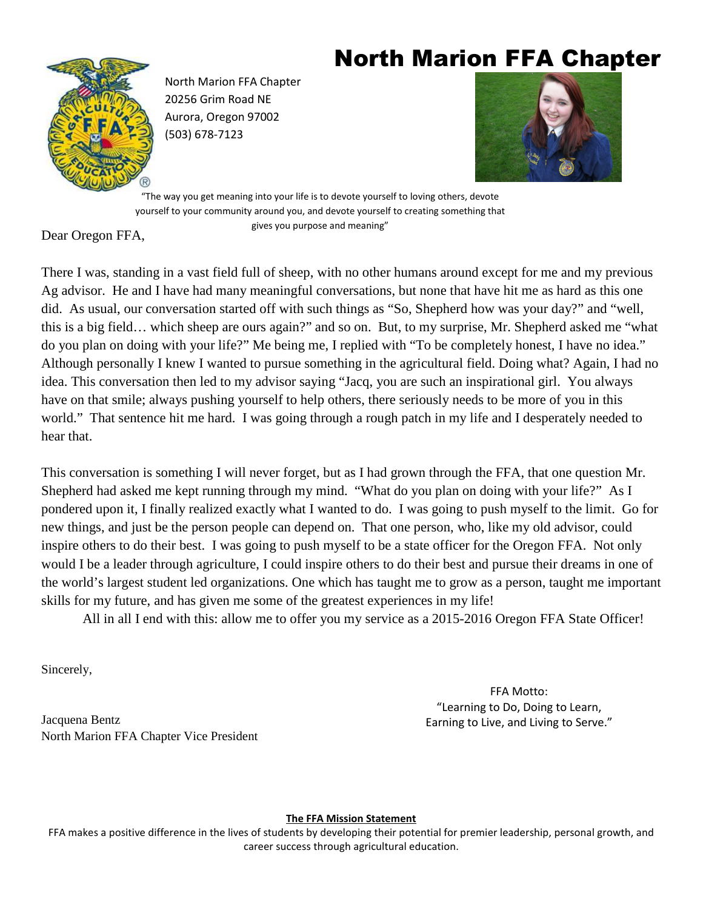# North Marion FFA Chapter

North Marion FFA Chapter
20256 Grim Road NE
Aurora, Oregon 97002
(503) 678-7123

"The way you get meaning into your life is to devote yourself to loving others, devote yourself to your community around you, and devote yourself to creating something that gives you purpose and meaning"

Dear Oregon FFA,

There I was, standing in a vast field full of sheep, with no other humans around except for me and my previous Ag advisor. He and I have had many meaningful conversations, but none that have hit me as hard as this one did. As usual, our conversation started off with such things as "So, Shepherd how was your day?" and "well, this is a big field… which sheep are ours again?" and so on. But, to my surprise, Mr. Shepherd asked me "what do you plan on doing with your life?" Me being me, I replied with "To be completely honest, I have no idea." Although personally I knew I wanted to pursue something in the agricultural field. Doing what? Again, I had no idea. This conversation then led to my advisor saying "Jacq, you are such an inspirational girl. You always have on that smile; always pushing yourself to help others, there seriously needs to be more of you in this world." That sentence hit me hard. I was going through a rough patch in my life and I desperately needed to hear that.

This conversation is something I will never forget, but as I had grown through the FFA, that one question Mr. Shepherd had asked me kept running through my mind. "What do you plan on doing with your life?" As I pondered upon it, I finally realized exactly what I wanted to do. I was going to push myself to the limit. Go for new things, and just be the person people can depend on. That one person, who, like my old advisor, could inspire others to do their best. I was going to push myself to be a state officer for the Oregon FFA. Not only would I be a leader through agriculture, I could inspire others to do their best and pursue their dreams in one of the world's largest student led organizations. One which has taught me to grow as a person, taught me important skills for my future, and has given me some of the greatest experiences in my life!

All in all I end with this: allow me to offer you my service as a 2015-2016 Oregon FFA State Officer!

Sincerely,

Jacquena Bentz
North Marion FFA Chapter Vice President

FFA Motto:
"Learning to Do, Doing to Learn,
Earning to Live, and Living to Serve."

**The FFA Mission Statement**

FFA makes a positive difference in the lives of students by developing their potential for premier leadership, personal growth, and career success through agricultural education.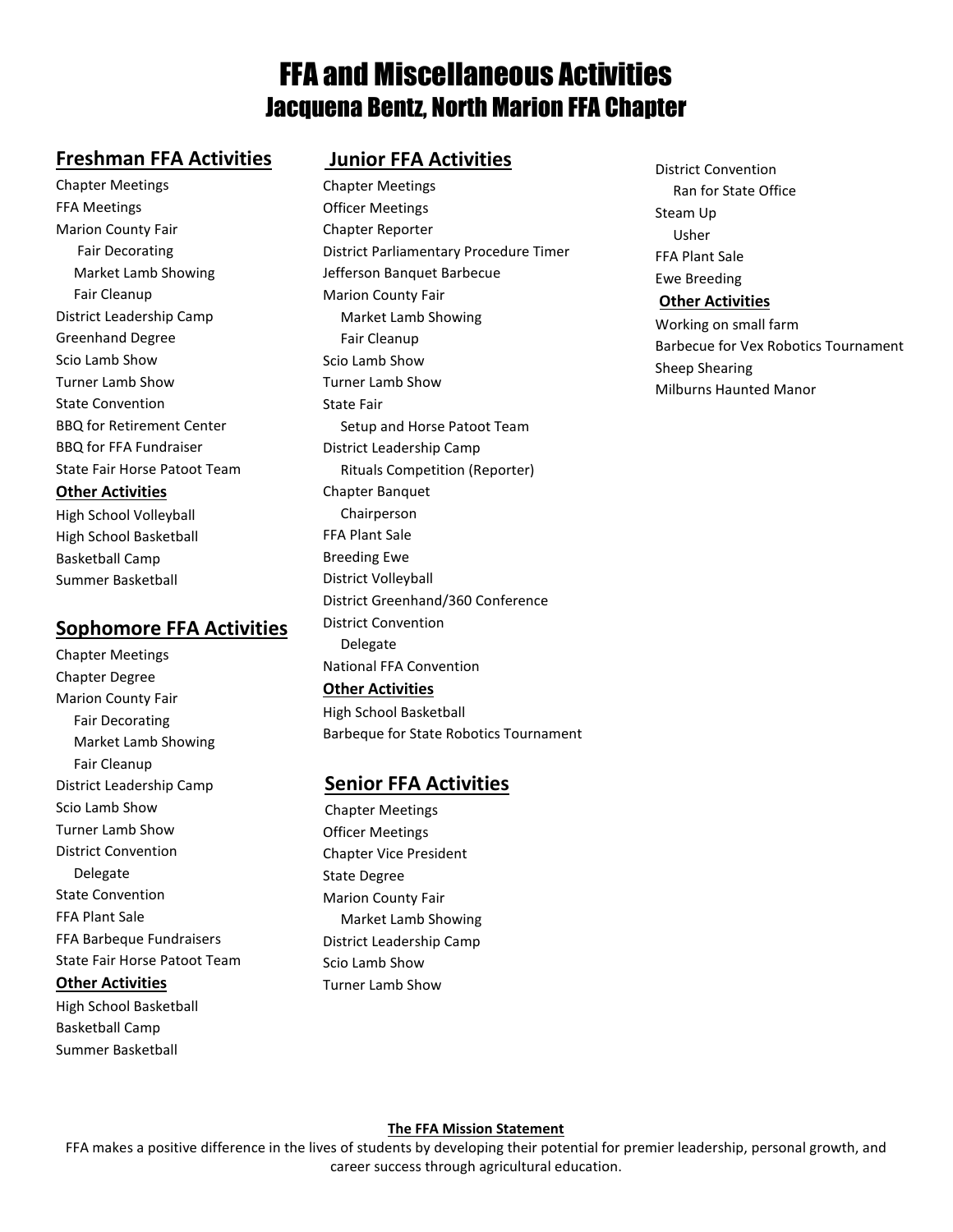# FFA and Miscellaneous Activities

## Jacquena Bentz, North Marion FFA Chapter

### Freshman FFA Activities

- Chapter Meetings
- FFA Meetings
- Marion County Fair
  - Fair Decorating
  - Market Lamb Showing
  - Fair Cleanup
- District Leadership Camp
- Greenhand Degree
- Scio Lamb Show
- Turner Lamb Show
- State Convention
- BBQ for Retirement Center
- BBQ for FFA Fundraiser
- State Fair Horse Patoot Team

**Other Activities**

- High School Volleyball
- High School Basketball
- Basketball Camp
- Summer Basketball

### Sophomore FFA Activities

- Chapter Meetings
- Chapter Degree
- Marion County Fair
  - Fair Decorating
  - Market Lamb Showing
  - Fair Cleanup
- District Leadership Camp
- Scio Lamb Show
- Turner Lamb Show
- District Convention
  - Delegate
- State Convention
- FFA Plant Sale
- FFA Barbeque Fundraisers
- State Fair Horse Patoot Team

**Other Activities**

- High School Basketball
- Basketball Camp
- Summer Basketball

### Junior FFA Activities

- Chapter Meetings
- Officer Meetings
- Chapter Reporter
- District Parliamentary Procedure Timer
- Jefferson Banquet Barbecue
- Marion County Fair
  - Market Lamb Showing
  - Fair Cleanup
- Scio Lamb Show
- Turner Lamb Show
- State Fair
  - Setup and Horse Patoot Team
- District Leadership Camp
  - Rituals Competition (Reporter)
- Chapter Banquet
  - Chairperson
- FFA Plant Sale
- Breeding Ewe
- District Volleyball
- District Greenhand/360 Conference
- District Convention
  - Delegate
- National FFA Convention

**Other Activities**

- High School Basketball
- Barbeque for State Robotics Tournament

### Senior FFA Activities

- Chapter Meetings
- Officer Meetings
- Chapter Vice President
- State Degree
- Marion County Fair
  - Market Lamb Showing
- District Leadership Camp
- Scio Lamb Show
- Turner Lamb Show
- District Convention
  - Ran for State Office
- Steam Up
  - Usher
- FFA Plant Sale
- Ewe Breeding

**Other Activities**

- Working on small farm
- Barbecue for Vex Robotics Tournament
- Sheep Shearing
- Milburns Haunted Manor

**The FFA Mission Statement**

FFA makes a positive difference in the lives of students by developing their potential for premier leadership, personal growth, and career success through agricultural education.